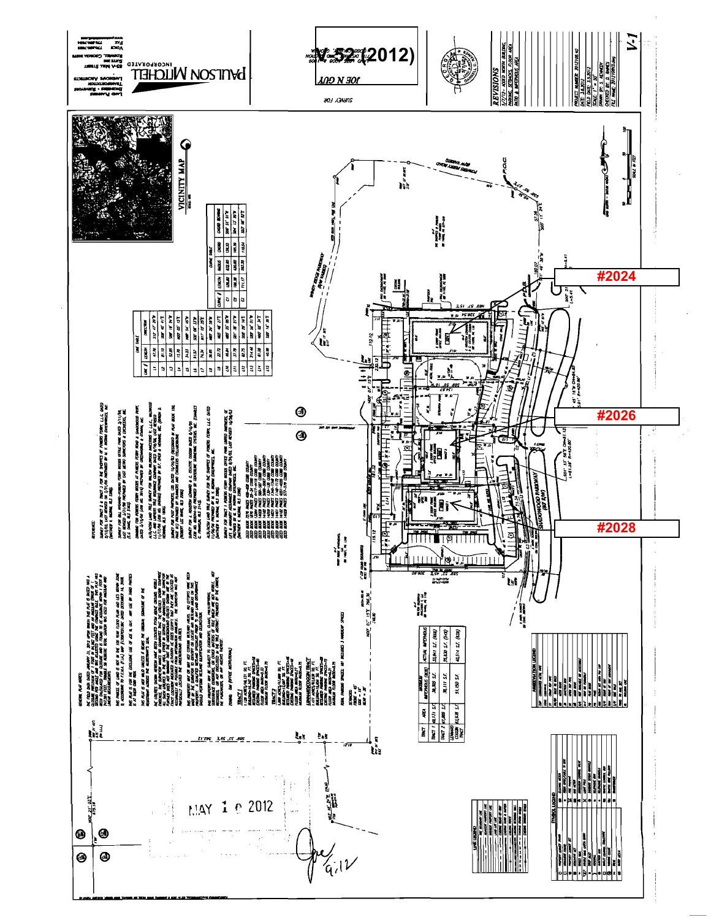V-52 (2012)

SURVEY FOR

JOE N GUY

PAULSON MITCHELL INCORPORATED

Land Planners
Engineers • Surveyors
Transportation
Landscape Architects

Roswell, Georgia 30075

REVISIONS

5/7/12 - ADDED NORTH BUILDING, PARKING, SETBACKS, FLOOR AREA RATIO & IMPERVIOUS AREA

V-1

VICINITY MAP

#2024

#2026

#2028

POWERS FERRY ROAD

WINDY RIDGE PARKWAY

SHADOWOOD PARKWAY (80' R/W)

| TRACT | AREA | ALLOWED IMPERVIOUS (80%) | ACTUAL IMPERVIOUS |
|---|---|---|---|
| TRACT 1 | 40,171 S.F. | 30,805 S.F. | 33,841 S.F. (88%) |
| TRACT 2 | 47,889 S.F. | 38,311 S.F. | 25,830 S.F. (54%) |
| LEONARD COGGIN TRACT | 63,938 S.F. | 51,150 S.F. | 45,514 S.F. (83%) |

MAY 10 2012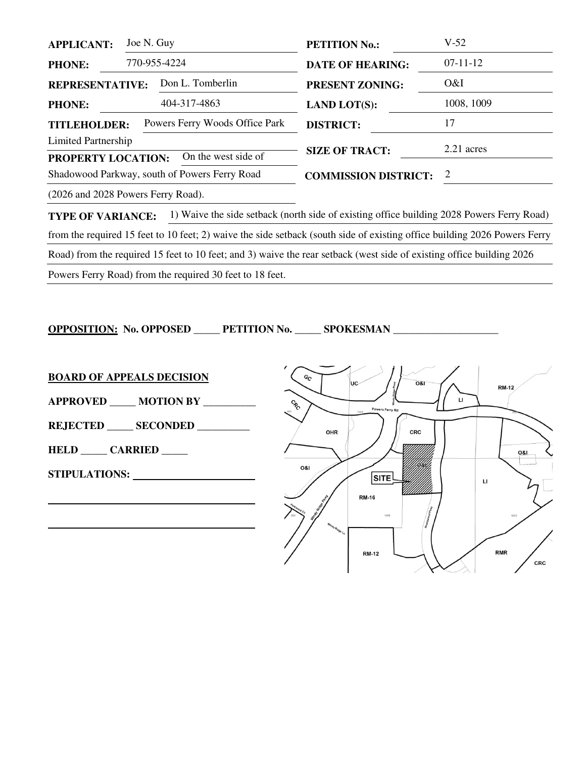**APPLICANT:** Joe N. Guy

**PHONE:** 770-955-4224

**REPRESENTATIVE:** Don L. Tomberlin

**PHONE:** 404-317-4863

**TITLEHOLDER:** Powers Ferry Woods Office Park Limited Partnership

**PROPERTY LOCATION:** On the west side of Shadowood Parkway, south of Powers Ferry Road (2026 and 2028 Powers Ferry Road).

**PETITION No.:** V-52

**DATE OF HEARING:** 07-11-12

**PRESENT ZONING:** O&I

**LAND LOT(S):** 1008, 1009

**DISTRICT:** 17

**SIZE OF TRACT:** 2.21 acres

**COMMISSION DISTRICT:** 2

**TYPE OF VARIANCE:** 1) Waive the side setback (north side of existing office building 2028 Powers Ferry Road) from the required 15 feet to 10 feet; 2) waive the side setback (south side of existing office building 2026 Powers Ferry Road) from the required 15 feet to 10 feet; and 3) waive the rear setback (west side of existing office building 2026 Powers Ferry Road) from the required 30 feet to 18 feet.

**OPPOSITION: No. OPPOSED _____ PETITION No. _____ SPOKESMAN ____________________**

**BOARD OF APPEALS DECISION**

**APPROVED _____ MOTION BY __________**

**REJECTED _____ SECONDED __________**

**HELD _____ CARRIED _____**

**STIPULATIONS:** ______________________

______________________

______________________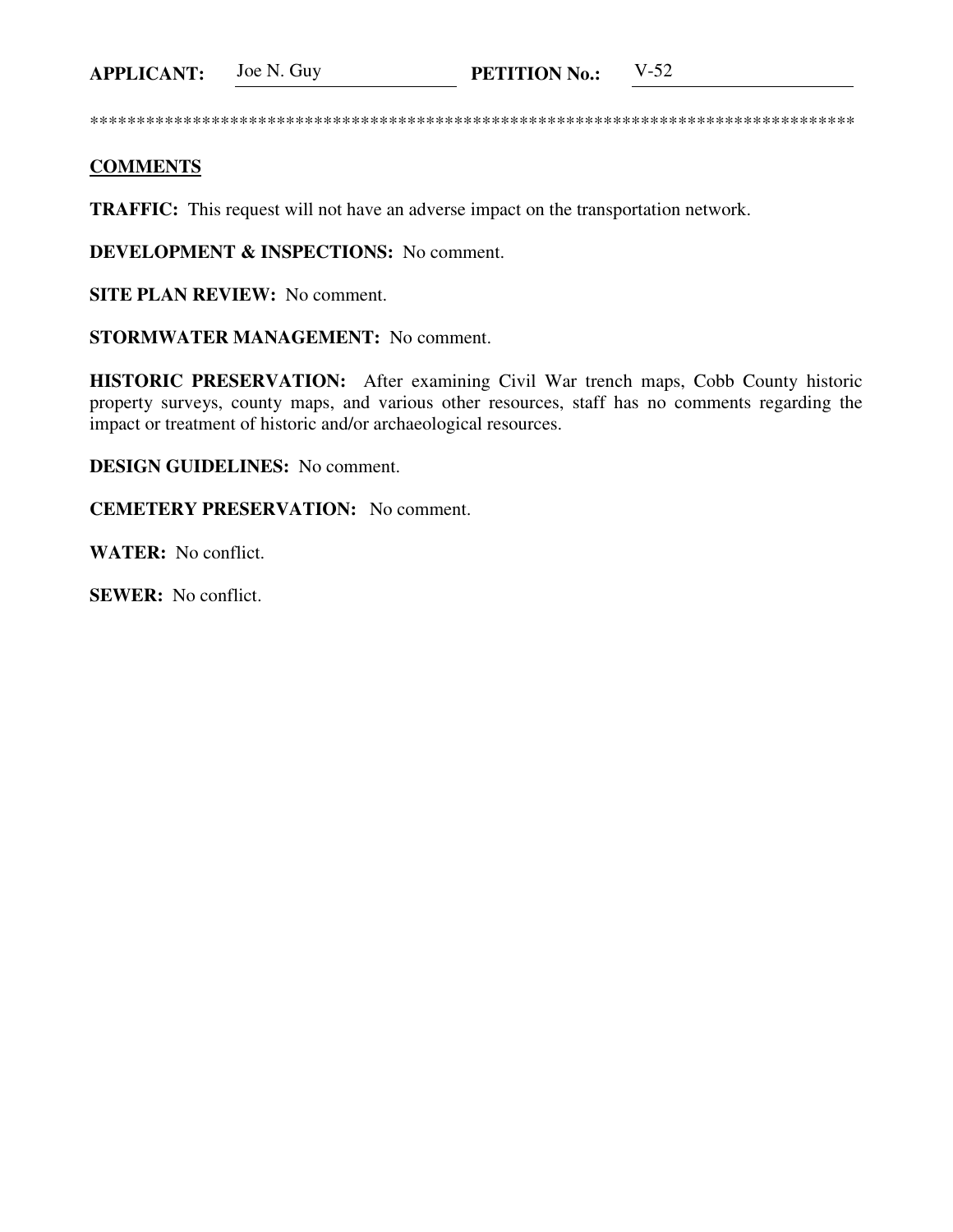**APPLICANT:** Joe N. Guy **PETITION No.:** V-52

*************************************************************************************

**COMMENTS**

**TRAFFIC:** This request will not have an adverse impact on the transportation network.

**DEVELOPMENT & INSPECTIONS:** No comment.

**SITE PLAN REVIEW:** No comment.

**STORMWATER MANAGEMENT:** No comment.

**HISTORIC PRESERVATION:** After examining Civil War trench maps, Cobb County historic property surveys, county maps, and various other resources, staff has no comments regarding the impact or treatment of historic and/or archaeological resources.

**DESIGN GUIDELINES:** No comment.

**CEMETERY PRESERVATION:** No comment.

**WATER:** No conflict.

**SEWER:** No conflict.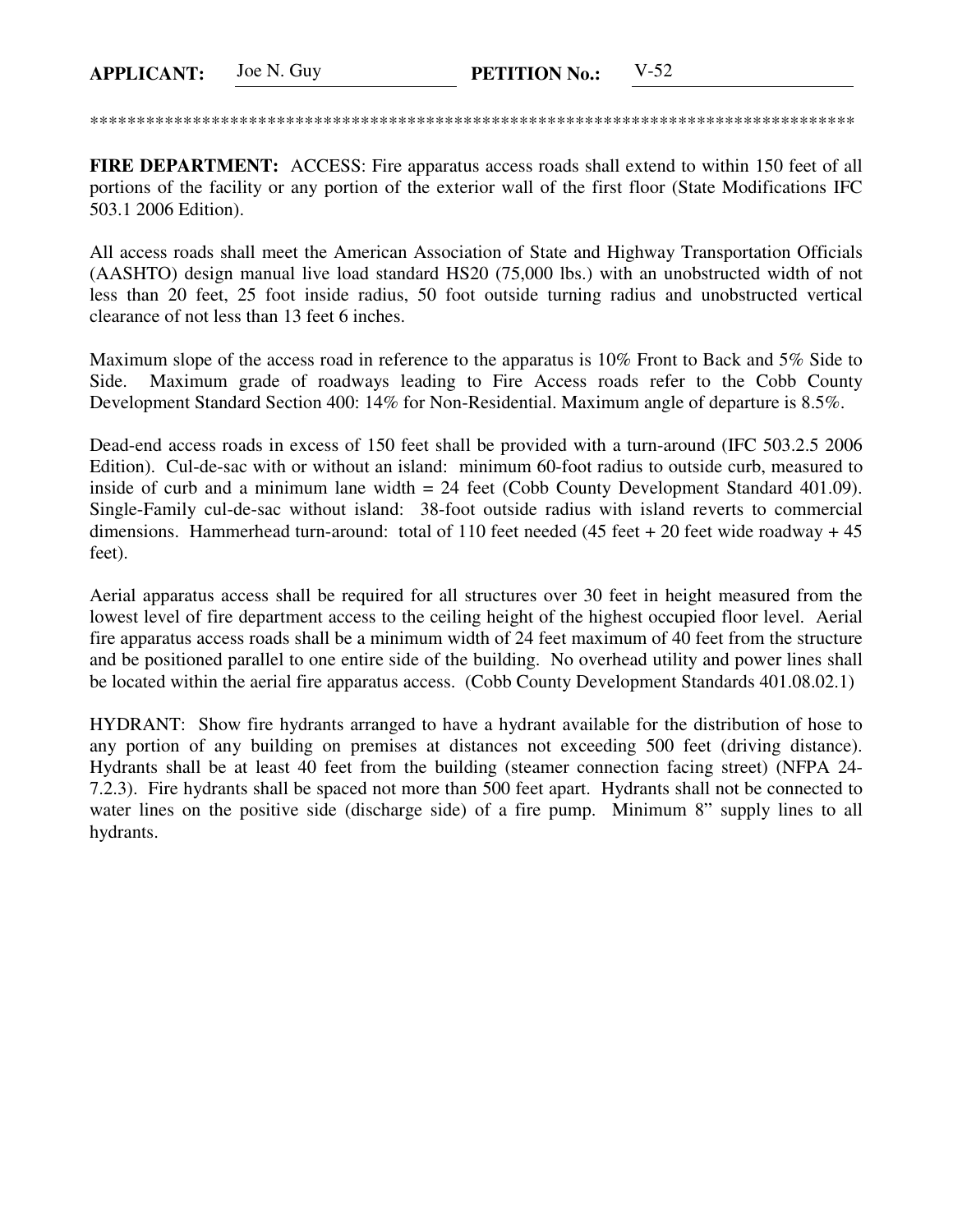**APPLICANT:** Joe N. Guy **PETITION No.:** V-52

************************************************************************************

**FIRE DEPARTMENT:** ACCESS: Fire apparatus access roads shall extend to within 150 feet of all portions of the facility or any portion of the exterior wall of the first floor (State Modifications IFC 503.1 2006 Edition).

All access roads shall meet the American Association of State and Highway Transportation Officials (AASHTO) design manual live load standard HS20 (75,000 lbs.) with an unobstructed width of not less than 20 feet, 25 foot inside radius, 50 foot outside turning radius and unobstructed vertical clearance of not less than 13 feet 6 inches.

Maximum slope of the access road in reference to the apparatus is 10% Front to Back and 5% Side to Side. Maximum grade of roadways leading to Fire Access roads refer to the Cobb County Development Standard Section 400: 14% for Non-Residential. Maximum angle of departure is 8.5%.

Dead-end access roads in excess of 150 feet shall be provided with a turn-around (IFC 503.2.5 2006 Edition). Cul-de-sac with or without an island: minimum 60-foot radius to outside curb, measured to inside of curb and a minimum lane width = 24 feet (Cobb County Development Standard 401.09). Single-Family cul-de-sac without island: 38-foot outside radius with island reverts to commercial dimensions. Hammerhead turn-around: total of 110 feet needed (45 feet + 20 feet wide roadway + 45 feet).

Aerial apparatus access shall be required for all structures over 30 feet in height measured from the lowest level of fire department access to the ceiling height of the highest occupied floor level. Aerial fire apparatus access roads shall be a minimum width of 24 feet maximum of 40 feet from the structure and be positioned parallel to one entire side of the building. No overhead utility and power lines shall be located within the aerial fire apparatus access. (Cobb County Development Standards 401.08.02.1)

HYDRANT: Show fire hydrants arranged to have a hydrant available for the distribution of hose to any portion of any building on premises at distances not exceeding 500 feet (driving distance). Hydrants shall be at least 40 feet from the building (steamer connection facing street) (NFPA 24-7.2.3). Fire hydrants shall be spaced not more than 500 feet apart. Hydrants shall not be connected to water lines on the positive side (discharge side) of a fire pump. Minimum 8" supply lines to all hydrants.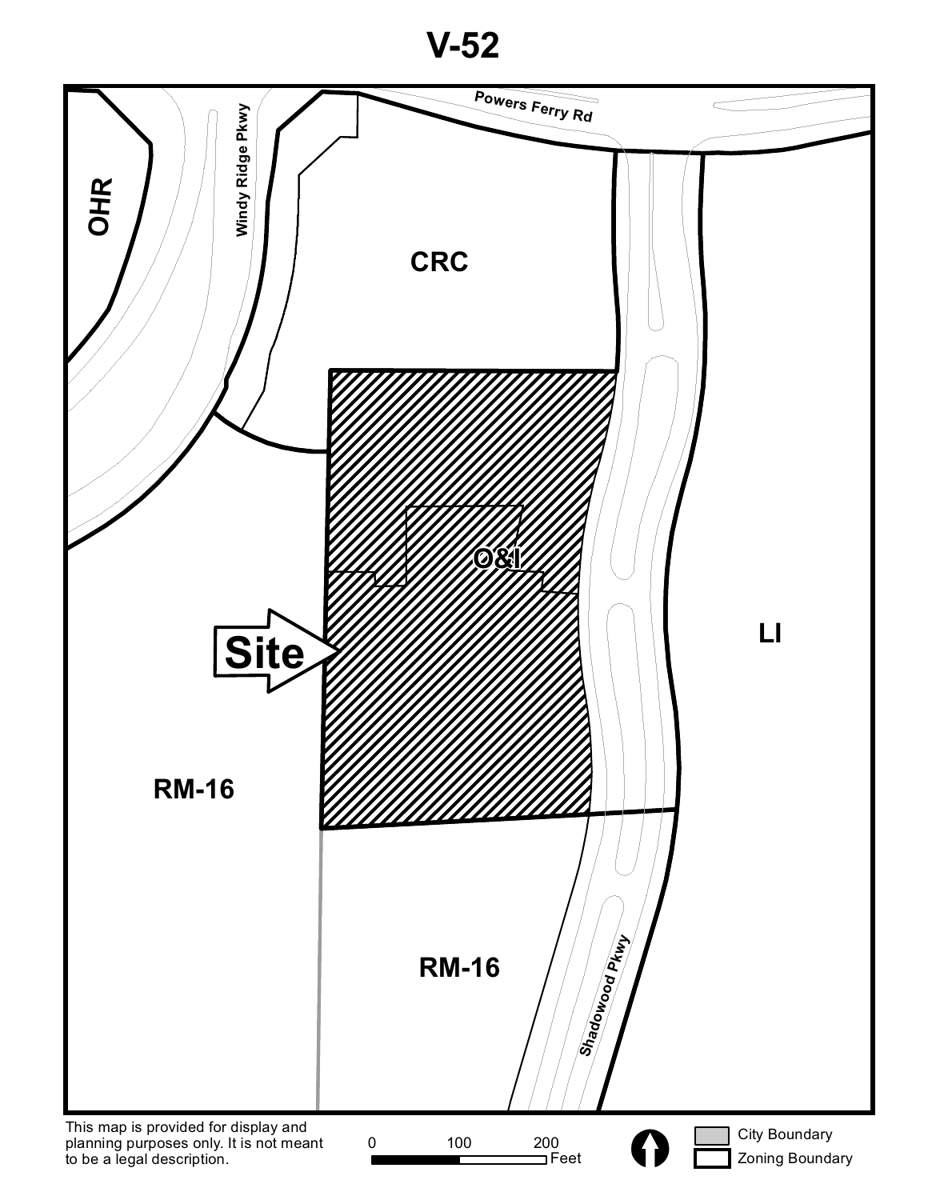# V-52

OHR

Windy Ridge Pkwy

Powers Ferry Rd

CRC

O&I

Site

LI

RM-16

RM-16

Shadowood Pkwy

This map is provided for display and planning purposes only. It is not meant to be a legal description.

0 100 200 Feet

City Boundary

Zoning Boundary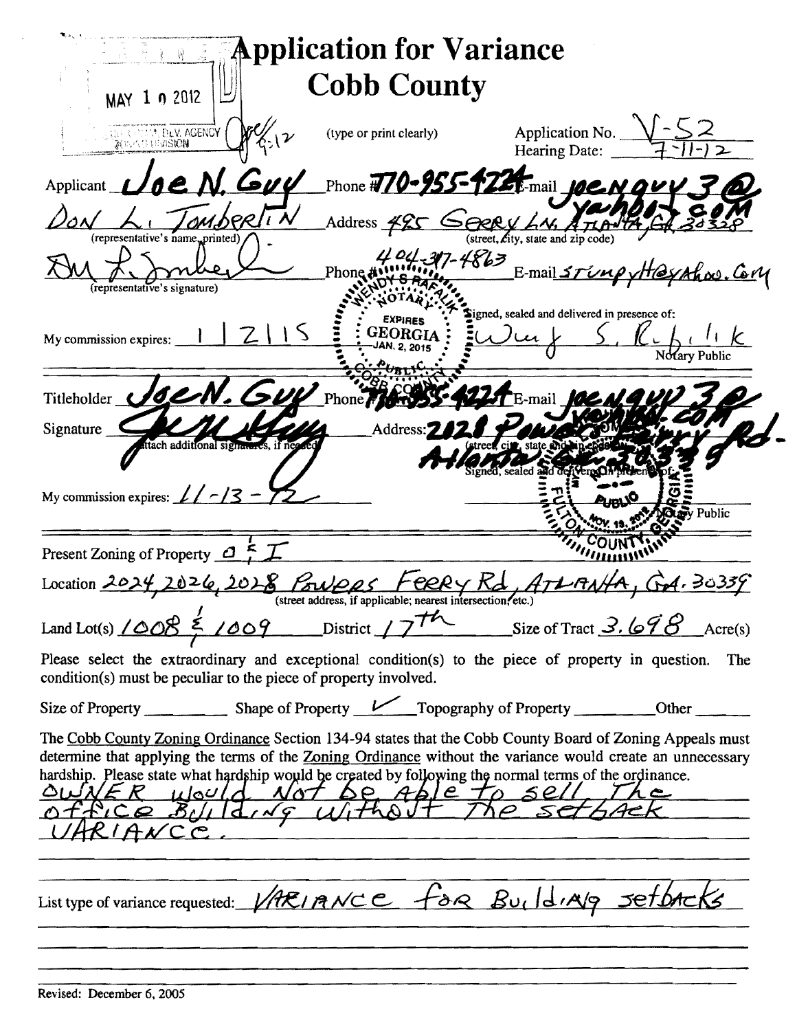# Application for Variance
# Cobb County

MAY 1 0 2012

DEV. AGENCY ZONING DIVISION

(type or print clearly)

Application No. V-52

Hearing Date: 7-11-12

Applicant Joe N. Guy Phone # 770-955-4224 E-mail joenguy3@yahoo.com

Don L. Tomberlin Address 495 Gerry Ln, Atlanta, GA 30328

(representative's name, printed) (street, city, state and zip code)

(representative's signature) Phone # 404-317-4863 E-mail stumpyH@yahoo.com

My commission expires: 1/2/15

Signed, sealed and delivered in presence of:

Wendy S. Rafalik

Notary Public

Titleholder Joe N. Guy Phone # 770-955-4224 E-mail joenguy3@yahoo.com

Signature (attach additional signatures, if needed) Address: 2028 Powers Ferry Rd. Atlanta GA 30339

(street, city, state and zip code)

Signed, sealed and delivered in presence of:

My commission expires: 11-13-12

Notary Public

Present Zoning of Property O & I

Location 2024, 2026, 2028 Powers Ferry Rd, Atlanta, GA. 30339

(street address, if applicable; nearest intersection, etc.)

Land Lot(s) 1008 & 1009 District 17th Size of Tract 3.698 Acre(s)

Please select the extraordinary and exceptional condition(s) to the piece of property in question. The condition(s) must be peculiar to the piece of property involved.

Size of Property ______ Shape of Property ✓ Topography of Property ______ Other ______

The Cobb County Zoning Ordinance Section 134-94 states that the Cobb County Board of Zoning Appeals must determine that applying the terms of the Zoning Ordinance without the variance would create an unnecessary hardship. Please state what hardship would be created by following the normal terms of the ordinance.

OWNER would Not be Able to sell The office Building without The setback Variance.

List type of variance requested: Variance for Building setbacks

Revised: December 6, 2005